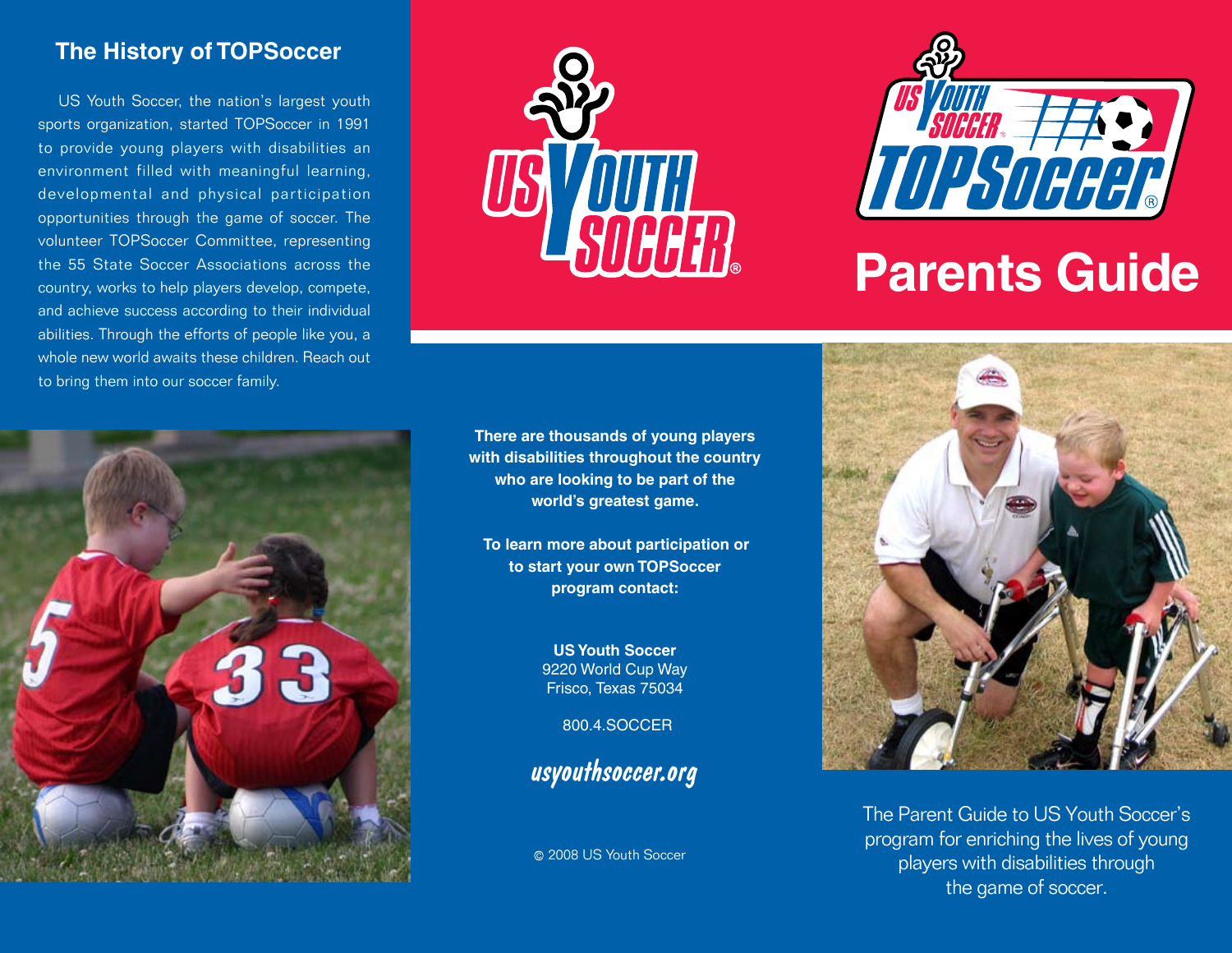## The History of TOPSoccer

US Youth Soccer, the nation's largest youth sports organization, started TOPSoccer in 1991 to provide young players with disabilities an environment filled with meaningful learning, developmental and physical participation opportunities through the game of soccer. The volunteer TOPSoccer Committee, representing the 55 State Soccer Associations across the country, works to help players develop, compete, and achieve success according to their individual abilities. Through the efforts of people like you, a whole new world awaits these children. Reach out to bring them into our soccer family.

US Youth Soccer®

US Youth Soccer® TOPSoccer®

# Parents Guide

**There are thousands of young players with disabilities throughout the country who are looking to be part of the world's greatest game.**

**To learn more about participation or to start your own TOPSoccer program contact:**

**US Youth Soccer**
9220 World Cup Way
Frisco, Texas 75034

800.4.SOCCER

*usyouthsoccer.org*

© 2008 US Youth Soccer

The Parent Guide to US Youth Soccer's program for enriching the lives of young players with disabilities through the game of soccer.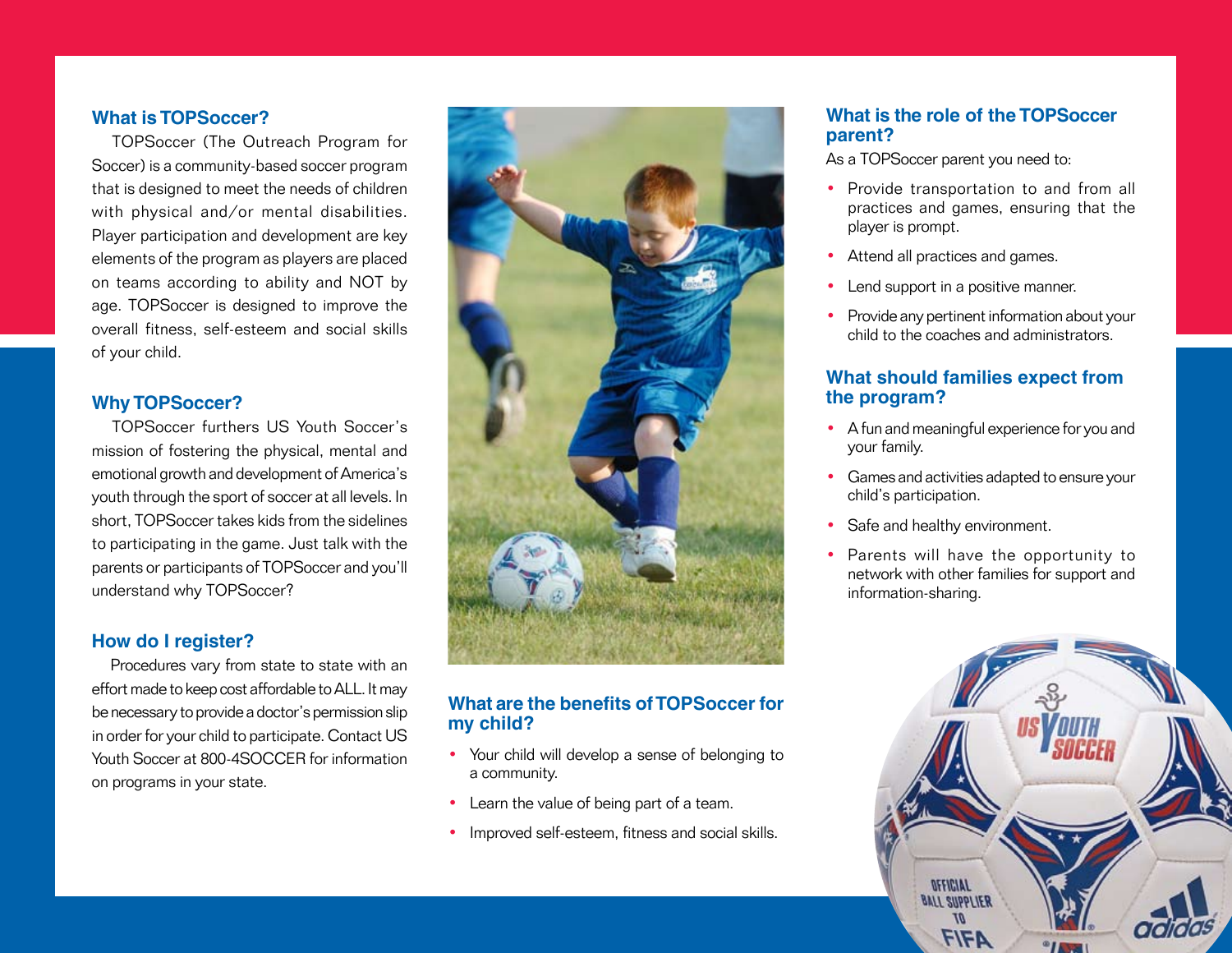## What is TOPSoccer?

TOPSoccer (The Outreach Program for Soccer) is a community-based soccer program that is designed to meet the needs of children with physical and/or mental disabilities. Player participation and development are key elements of the program as players are placed on teams according to ability and NOT by age. TOPSoccer is designed to improve the overall fitness, self-esteem and social skills of your child.

## Why TOPSoccer?

TOPSoccer furthers US Youth Soccer's mission of fostering the physical, mental and emotional growth and development of America's youth through the sport of soccer at all levels. In short, TOPSoccer takes kids from the sidelines to participating in the game. Just talk with the parents or participants of TOPSoccer and you'll understand why TOPSoccer?

## How do I register?

Procedures vary from state to state with an effort made to keep cost affordable to ALL. It may be necessary to provide a doctor's permission slip in order for your child to participate. Contact US Youth Soccer at 800-4SOCCER for information on programs in your state.

## What are the benefits of TOPSoccer for my child?

- Your child will develop a sense of belonging to a community.
- Learn the value of being part of a team.
- Improved self-esteem, fitness and social skills.

## What is the role of the TOPSoccer parent?

As a TOPSoccer parent you need to:

- Provide transportation to and from all practices and games, ensuring that the player is prompt.
- Attend all practices and games.
- Lend support in a positive manner.
- Provide any pertinent information about your child to the coaches and administrators.

## What should families expect from the program?

- A fun and meaningful experience for you and your family.
- Games and activities adapted to ensure your child's participation.
- Safe and healthy environment.
- Parents will have the opportunity to network with other families for support and information-sharing.